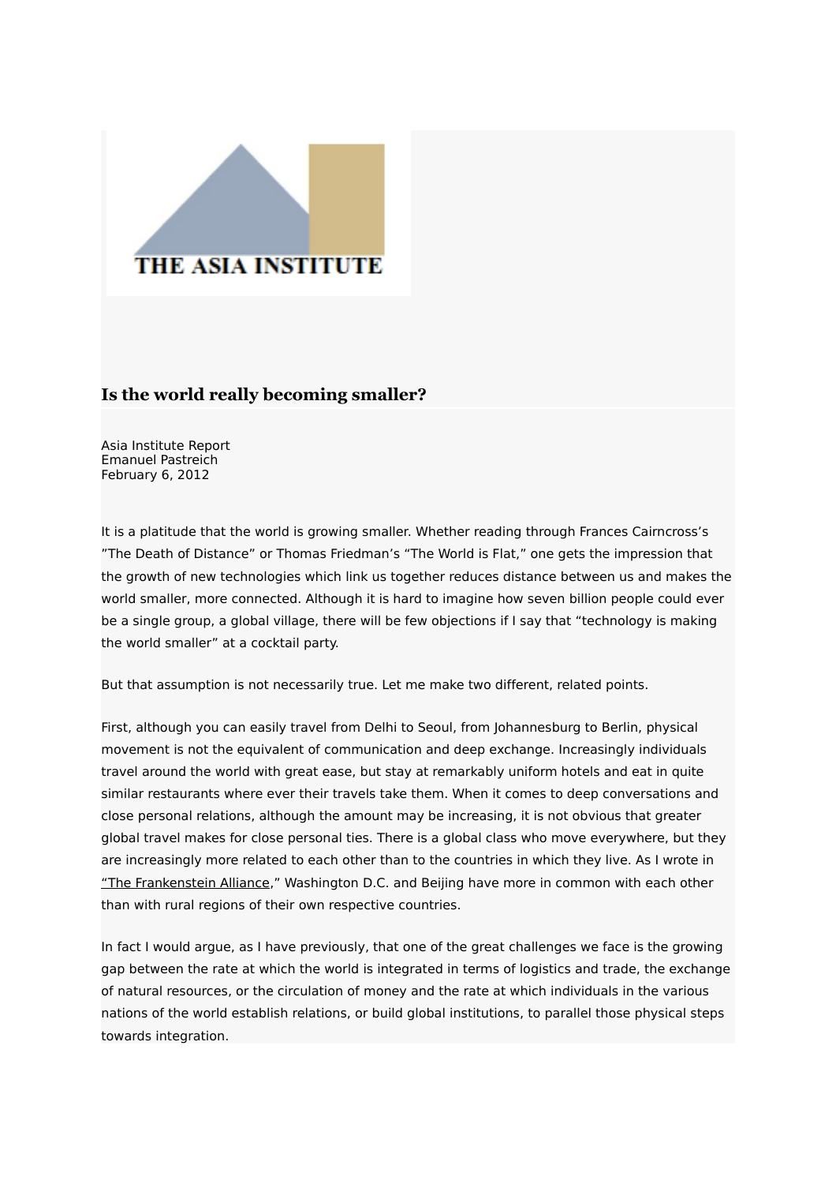THE ASIA INSTITUTE

# Is the world really becoming smaller?

Asia Institute Report
Emanuel Pastreich
February 6, 2012

It is a platitude that the world is growing smaller. Whether reading through Frances Cairncross's "The Death of Distance" or Thomas Friedman's "The World is Flat," one gets the impression that the growth of new technologies which link us together reduces distance between us and makes the world smaller, more connected. Although it is hard to imagine how seven billion people could ever be a single group, a global village, there will be few objections if I say that "technology is making the world smaller" at a cocktail party.

But that assumption is not necessarily true. Let me make two different, related points.

First, although you can easily travel from Delhi to Seoul, from Johannesburg to Berlin, physical movement is not the equivalent of communication and deep exchange. Increasingly individuals travel around the world with great ease, but stay at remarkably uniform hotels and eat in quite similar restaurants where ever their travels take them. When it comes to deep conversations and close personal relations, although the amount may be increasing, it is not obvious that greater global travel makes for close personal ties. There is a global class who move everywhere, but they are increasingly more related to each other than to the countries in which they live. As I wrote in "The Frankenstein Alliance," Washington D.C. and Beijing have more in common with each other than with rural regions of their own respective countries.

In fact I would argue, as I have previously, that one of the great challenges we face is the growing gap between the rate at which the world is integrated in terms of logistics and trade, the exchange of natural resources, or the circulation of money and the rate at which individuals in the various nations of the world establish relations, or build global institutions, to parallel those physical steps towards integration.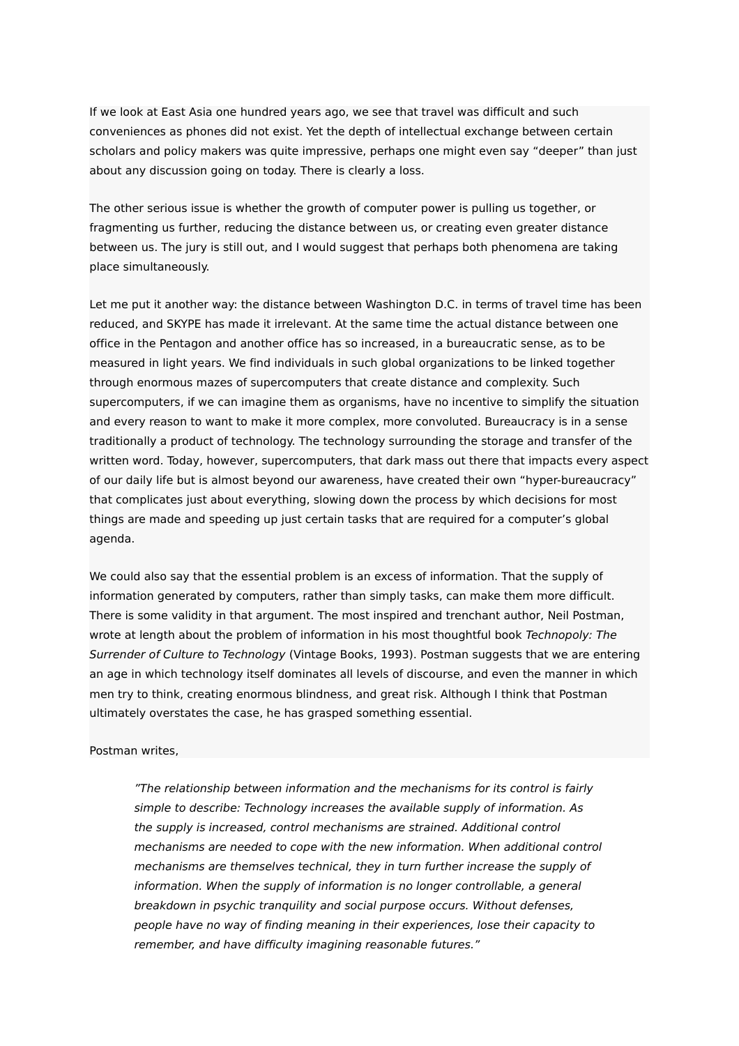If we look at East Asia one hundred years ago, we see that travel was difficult and such conveniences as phones did not exist. Yet the depth of intellectual exchange between certain scholars and policy makers was quite impressive, perhaps one might even say "deeper" than just about any discussion going on today. There is clearly a loss.

The other serious issue is whether the growth of computer power is pulling us together, or fragmenting us further, reducing the distance between us, or creating even greater distance between us. The jury is still out, and I would suggest that perhaps both phenomena are taking place simultaneously.

Let me put it another way: the distance between Washington D.C. in terms of travel time has been reduced, and SKYPE has made it irrelevant. At the same time the actual distance between one office in the Pentagon and another office has so increased, in a bureaucratic sense, as to be measured in light years. We find individuals in such global organizations to be linked together through enormous mazes of supercomputers that create distance and complexity. Such supercomputers, if we can imagine them as organisms, have no incentive to simplify the situation and every reason to want to make it more complex, more convoluted. Bureaucracy is in a sense traditionally a product of technology. The technology surrounding the storage and transfer of the written word. Today, however, supercomputers, that dark mass out there that impacts every aspect of our daily life but is almost beyond our awareness, have created their own "hyper-bureaucracy" that complicates just about everything, slowing down the process by which decisions for most things are made and speeding up just certain tasks that are required for a computer's global agenda.

We could also say that the essential problem is an excess of information. That the supply of information generated by computers, rather than simply tasks, can make them more difficult. There is some validity in that argument. The most inspired and trenchant author, Neil Postman, wrote at length about the problem of information in his most thoughtful book *Technopoly: The Surrender of Culture to Technology* (Vintage Books, 1993). Postman suggests that we are entering an age in which technology itself dominates all levels of discourse, and even the manner in which men try to think, creating enormous blindness, and great risk. Although I think that Postman ultimately overstates the case, he has grasped something essential.

Postman writes,

> *"The relationship between information and the mechanisms for its control is fairly simple to describe: Technology increases the available supply of information. As the supply is increased, control mechanisms are strained. Additional control mechanisms are needed to cope with the new information. When additional control mechanisms are themselves technical, they in turn further increase the supply of information. When the supply of information is no longer controllable, a general breakdown in psychic tranquility and social purpose occurs. Without defenses, people have no way of finding meaning in their experiences, lose their capacity to remember, and have difficulty imagining reasonable futures."*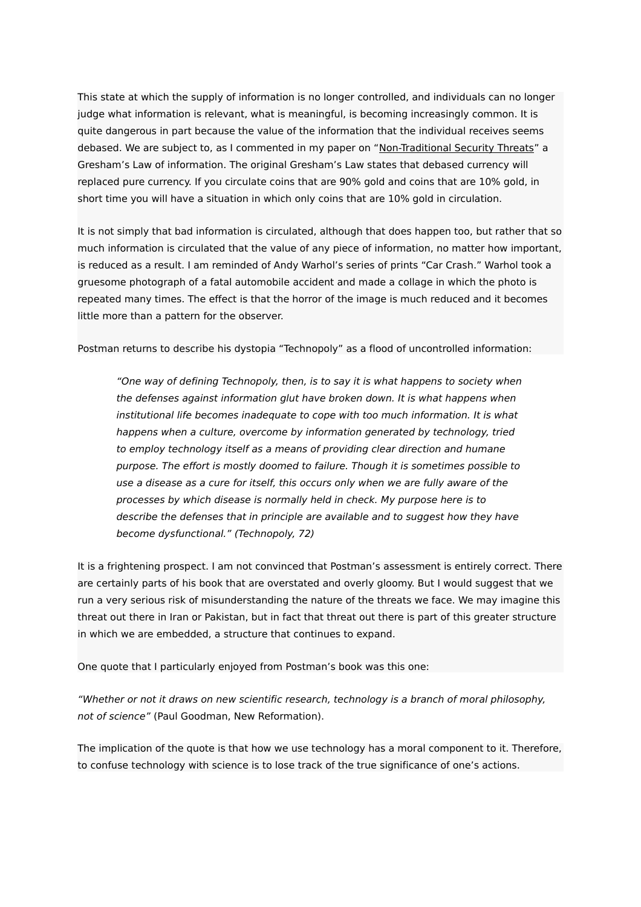This state at which the supply of information is no longer controlled, and individuals can no longer judge what information is relevant, what is meaningful, is becoming increasingly common. It is quite dangerous in part because the value of the information that the individual receives seems debased. We are subject to, as I commented in my paper on "Non-Traditional Security Threats" a Gresham's Law of information. The original Gresham's Law states that debased currency will replaced pure currency. If you circulate coins that are 90% gold and coins that are 10% gold, in short time you will have a situation in which only coins that are 10% gold in circulation.

It is not simply that bad information is circulated, although that does happen too, but rather that so much information is circulated that the value of any piece of information, no matter how important, is reduced as a result. I am reminded of Andy Warhol's series of prints "Car Crash." Warhol took a gruesome photograph of a fatal automobile accident and made a collage in which the photo is repeated many times. The effect is that the horror of the image is much reduced and it becomes little more than a pattern for the observer.

Postman returns to describe his dystopia "Technopoly" as a flood of uncontrolled information:

> *"One way of defining Technopoly, then, is to say it is what happens to society when the defenses against information glut have broken down. It is what happens when institutional life becomes inadequate to cope with too much information. It is what happens when a culture, overcome by information generated by technology, tried to employ technology itself as a means of providing clear direction and humane purpose. The effort is mostly doomed to failure. Though it is sometimes possible to use a disease as a cure for itself, this occurs only when we are fully aware of the processes by which disease is normally held in check. My purpose here is to describe the defenses that in principle are available and to suggest how they have become dysfunctional." (Technopoly, 72)*

It is a frightening prospect. I am not convinced that Postman's assessment is entirely correct. There are certainly parts of his book that are overstated and overly gloomy. But I would suggest that we run a very serious risk of misunderstanding the nature of the threats we face. We may imagine this threat out there in Iran or Pakistan, but in fact that threat out there is part of this greater structure in which we are embedded, a structure that continues to expand.

One quote that I particularly enjoyed from Postman's book was this one:

*"Whether or not it draws on new scientific research, technology is a branch of moral philosophy, not of science"* (Paul Goodman, New Reformation).

The implication of the quote is that how we use technology has a moral component to it. Therefore, to confuse technology with science is to lose track of the true significance of one's actions.